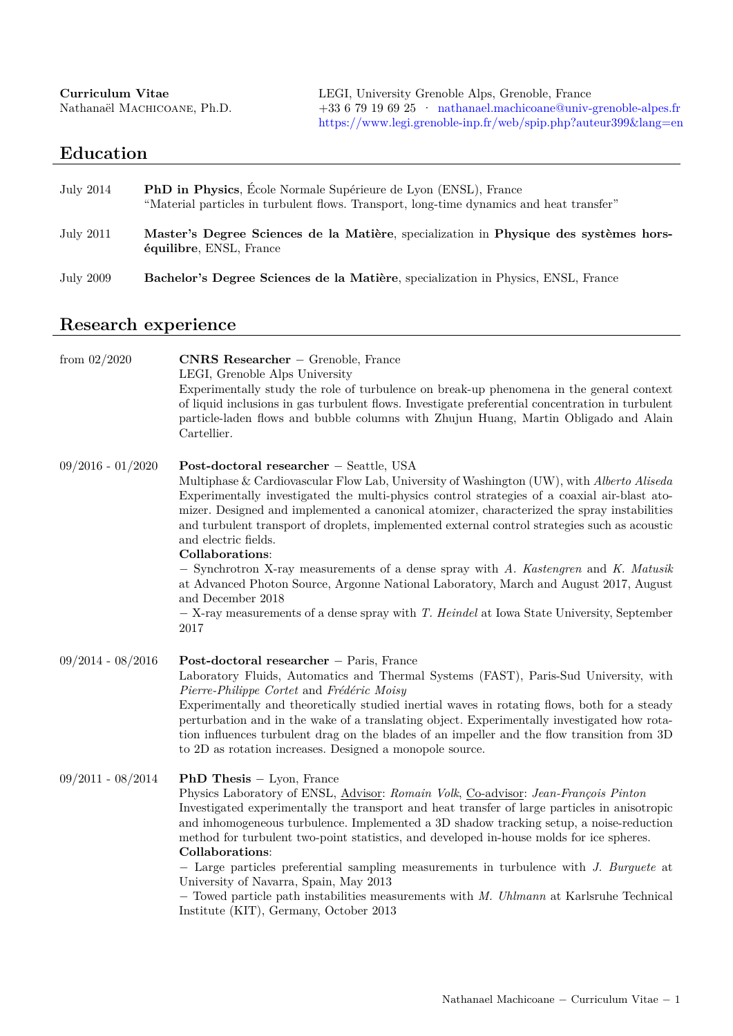**Curriculum Vitae**
Nathanaël Machicoane, Ph.D.

LEGI, University Grenoble Alps, Grenoble, France
+33 6 79 19 69 25 · nathanael.machicoane@univ-grenoble-alpes.fr
https://www.legi.grenoble-inp.fr/web/spip.php?auteur399&lang=en

## Education

July 2014 — **PhD in Physics**, École Normale Supérieure de Lyon (ENSL), France
"Material particles in turbulent flows. Transport, long-time dynamics and heat transfer"

July 2011 — **Master's Degree Sciences de la Matière**, specialization in **Physique des systèmes hors-équilibre**, ENSL, France

July 2009 — **Bachelor's Degree Sciences de la Matière**, specialization in Physics, ENSL, France

## Research experience

**from 02/2020** — **CNRS Researcher** − Grenoble, France
LEGI, Grenoble Alps University
Experimentally study the role of turbulence on break-up phenomena in the general context of liquid inclusions in gas turbulent flows. Investigate preferential concentration in turbulent particle-laden flows and bubble columns with Zhujun Huang, Martin Obligado and Alain Cartellier.

**09/2016 - 01/2020** — **Post-doctoral researcher** − Seattle, USA
Multiphase & Cardiovascular Flow Lab, University of Washington (UW), with *Alberto Aliseda*
Experimentally investigated the multi-physics control strategies of a coaxial air-blast atomizer. Designed and implemented a canonical atomizer, characterized the spray instabilities and turbulent transport of droplets, implemented external control strategies such as acoustic and electric fields.
**Collaborations**:
− Synchrotron X-ray measurements of a dense spray with *A. Kastengren* and *K. Matusik* at Advanced Photon Source, Argonne National Laboratory, March and August 2017, August and December 2018
− X-ray measurements of a dense spray with *T. Heindel* at Iowa State University, September 2017

**09/2014 - 08/2016** — **Post-doctoral researcher** − Paris, France
Laboratory Fluids, Automatics and Thermal Systems (FAST), Paris-Sud University, with *Pierre-Philippe Cortet* and *Frédéric Moisy*
Experimentally and theoretically studied inertial waves in rotating flows, both for a steady perturbation and in the wake of a translating object. Experimentally investigated how rotation influences turbulent drag on the blades of an impeller and the flow transition from 3D to 2D as rotation increases. Designed a monopole source.

**09/2011 - 08/2014** — **PhD Thesis** − Lyon, France
Physics Laboratory of ENSL, Advisor: *Romain Volk*, Co-advisor: *Jean-François Pinton*
Investigated experimentally the transport and heat transfer of large particles in anisotropic and inhomogeneous turbulence. Implemented a 3D shadow tracking setup, a noise-reduction method for turbulent two-point statistics, and developed in-house molds for ice spheres.
**Collaborations**:
− Large particles preferential sampling measurements in turbulence with *J. Burguete* at University of Navarra, Spain, May 2013
− Towed particle path instabilities measurements with *M. Uhlmann* at Karlsruhe Technical Institute (KIT), Germany, October 2013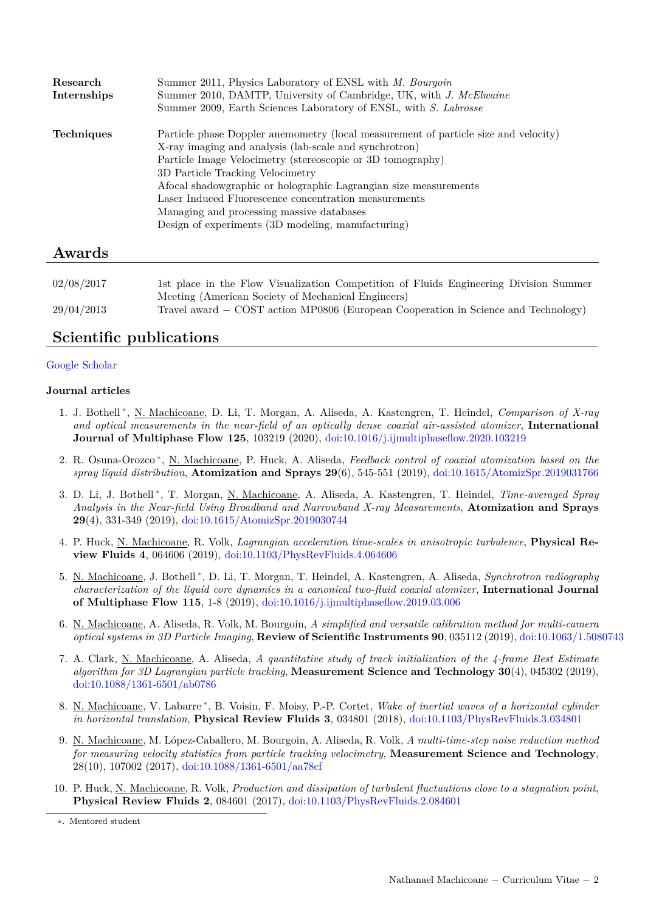| | |
|---|---|
| **Research Internships** | Summer 2011, Physics Laboratory of ENSL with *M. Bourgoin* |
| | Summer 2010, DAMTP, University of Cambridge, UK, with *J. McElwaine* |
| | Summer 2009, Earth Sciences Laboratory of ENSL, with *S. Labrosse* |
| **Techniques** | Particle phase Doppler anemometry (local measurement of particle size and velocity) |
| | X-ray imaging and analysis (lab-scale and synchrotron) |
| | Particle Image Velocimetry (stereoscopic or 3D tomography) |
| | 3D Particle Tracking Velocimetry |
| | Afocal shadowgraphic or holographic Lagrangian size measurements |
| | Laser Induced Fluorescence concentration measurements |
| | Managing and processing massive databases |
| | Design of experiments (3D modeling, manufacturing) |

## Awards

| | |
|---|---|
| 02/08/2017 | 1st place in the Flow Visualization Competition of Fluids Engineering Division Summer Meeting (American Society of Mechanical Engineers) |
| 29/04/2013 | Travel award – COST action MP0806 (European Cooperation in Science and Technology) |

## Scientific publications

Google Scholar

### Journal articles

1. J. Bothell*, N. Machicoane, D. Li, T. Morgan, A. Aliseda, A. Kastengren, T. Heindel, *Comparison of X-ray and optical measurements in the near-field of an optically dense coaxial air-assisted atomizer*, **International Journal of Multiphase Flow 125**, 103219 (2020), doi:10.1016/j.ijmultiphaseflow.2020.103219

2. R. Osuna-Orozco*, N. Machicoane, P. Huck, A. Aliseda, *Feedback control of coaxial atomization based on the spray liquid distribution*, **Atomization and Sprays 29**(6), 545-551 (2019), doi:10.1615/AtomizSpr.2019031766

3. D. Li, J. Bothell*, T. Morgan, N. Machicoane, A. Aliseda, A. Kastengren, T. Heindel, *Time-averaged Spray Analysis in the Near-field Using Broadband and Narrowband X-ray Measurements*, **Atomization and Sprays 29**(4), 331-349 (2019), doi:10.1615/AtomizSpr.2019030744

4. P. Huck, N. Machicoane, R. Volk, *Lagrangian acceleration time-scales in anisotropic turbulence*, **Physical Review Fluids 4**, 064606 (2019), doi:10.1103/PhysRevFluids.4.064606

5. N. Machicoane, J. Bothell*, D. Li, T. Morgan, T. Heindel, A. Kastengren, A. Aliseda, *Synchrotron radiography characterization of the liquid core dynamics in a canonical two-fluid coaxial atomizer*, **International Journal of Multiphase Flow 115**, 1-8 (2019), doi:10.1016/j.ijmultiphaseflow.2019.03.006

6. N. Machicoane, A. Aliseda, R. Volk, M. Bourgoin, *A simplified and versatile calibration method for multi-camera optical systems in 3D Particle Imaging*, **Review of Scientific Instruments 90**, 035112 (2019), doi:10.1063/1.5080743

7. A. Clark, N. Machicoane, A. Aliseda, *A quantitative study of track initialization of the 4-frame Best Estimate algorithm for 3D Lagrangian particle tracking*, **Measurement Science and Technology 30**(4), 045302 (2019), doi:10.1088/1361-6501/ab0786

8. N. Machicoane, V. Labarre*, B. Voisin, F. Moisy, P.-P. Cortet, *Wake of inertial waves of a horizontal cylinder in horizontal translation*, **Physical Review Fluids 3**, 034801 (2018), doi:10.1103/PhysRevFluids.3.034801

9. N. Machicoane, M. López-Caballero, M. Bourgoin, A. Aliseda, R. Volk, *A multi-time-step noise reduction method for measuring velocity statistics from particle tracking velocimetry*, **Measurement Science and Technology**, 28(10), 107002 (2017), doi:10.1088/1361-6501/aa78cf

10. P. Huck, N. Machicoane, R. Volk, *Production and dissipation of turbulent fluctuations close to a stagnation point*, **Physical Review Fluids 2**, 084601 (2017), doi:10.1103/PhysRevFluids.2.084601

*. Mentored student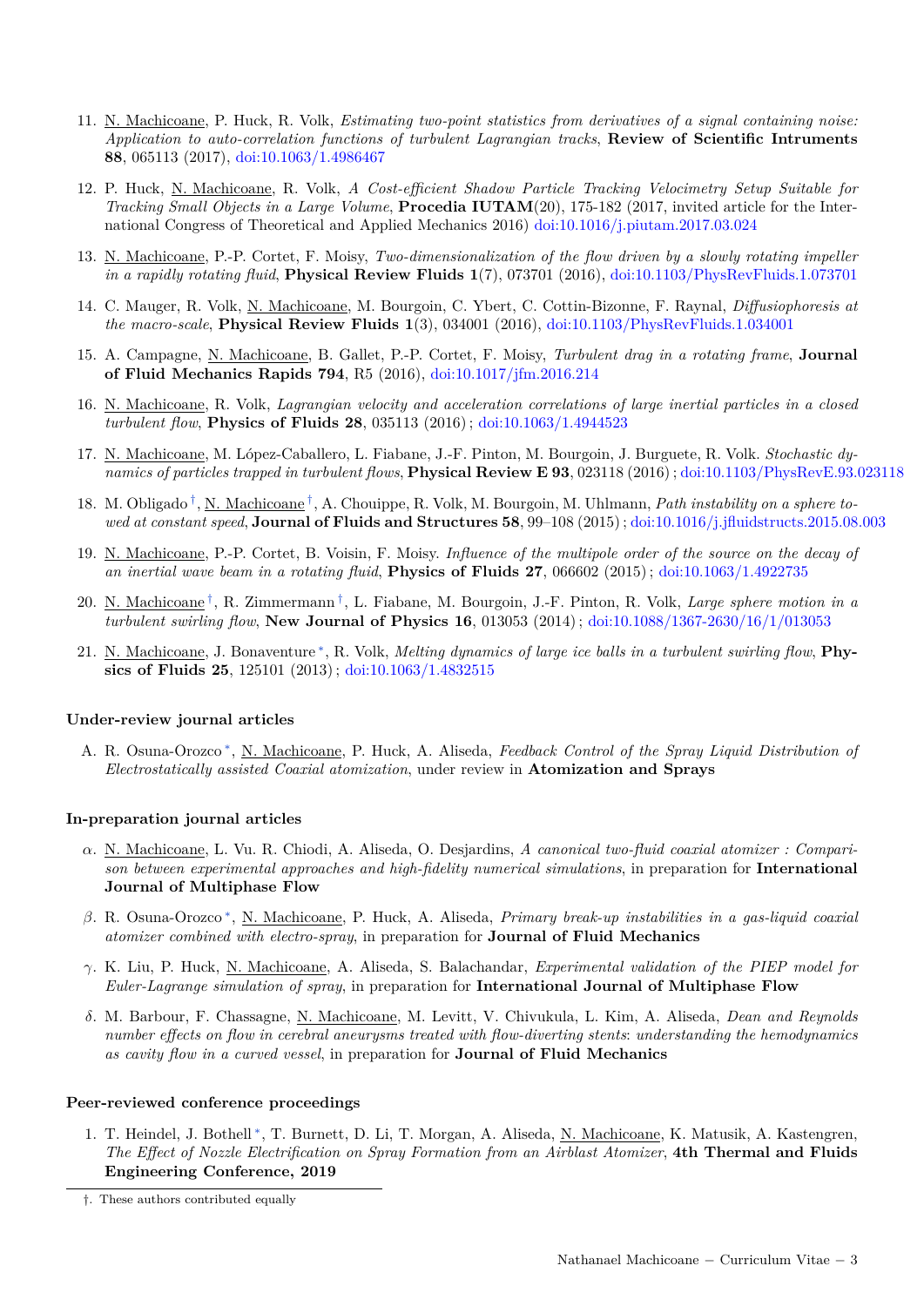11. N. Machicoane, P. Huck, R. Volk, *Estimating two-point statistics from derivatives of a signal containing noise: Application to auto-correlation functions of turbulent Lagrangian tracks*, **Review of Scientific Intruments 88**, 065113 (2017), doi:10.1063/1.4986467

12. P. Huck, N. Machicoane, R. Volk, *A Cost-efficient Shadow Particle Tracking Velocimetry Setup Suitable for Tracking Small Objects in a Large Volume*, **Procedia IUTAM**(20), 175-182 (2017, invited article for the International Congress of Theoretical and Applied Mechanics 2016) doi:10.1016/j.piutam.2017.03.024

13. N. Machicoane, P.-P. Cortet, F. Moisy, *Two-dimensionalization of the flow driven by a slowly rotating impeller in a rapidly rotating fluid*, **Physical Review Fluids 1**(7), 073701 (2016), doi:10.1103/PhysRevFluids.1.073701

14. C. Mauger, R. Volk, N. Machicoane, M. Bourgoin, C. Ybert, C. Cottin-Bizonne, F. Raynal, *Diffusiophoresis at the macro-scale*, **Physical Review Fluids 1**(3), 034001 (2016), doi:10.1103/PhysRevFluids.1.034001

15. A. Campagne, N. Machicoane, B. Gallet, P.-P. Cortet, F. Moisy, *Turbulent drag in a rotating frame*, **Journal of Fluid Mechanics Rapids 794**, R5 (2016), doi:10.1017/jfm.2016.214

16. N. Machicoane, R. Volk, *Lagrangian velocity and acceleration correlations of large inertial particles in a closed turbulent flow*, **Physics of Fluids 28**, 035113 (2016) ; doi:10.1063/1.4944523

17. N. Machicoane, M. López-Caballero, L. Fiabane, J.-F. Pinton, M. Bourgoin, J. Burguete, R. Volk. *Stochastic dynamics of particles trapped in turbulent flows*, **Physical Review E 93**, 023118 (2016) ; doi:10.1103/PhysRevE.93.023118

18. M. Obligado[†], N. Machicoane[†], A. Chouippe, R. Volk, M. Bourgoin, M. Uhlmann, *Path instability on a sphere towed at constant speed*, **Journal of Fluids and Structures 58**, 99–108 (2015) ; doi:10.1016/j.jfluidstructs.2015.08.003

19. N. Machicoane, P.-P. Cortet, B. Voisin, F. Moisy. *Influence of the multipole order of the source on the decay of an inertial wave beam in a rotating fluid*, **Physics of Fluids 27**, 066602 (2015) ; doi:10.1063/1.4922735

20. N. Machicoane[†], R. Zimmermann[†], L. Fiabane, M. Bourgoin, J.-F. Pinton, R. Volk, *Large sphere motion in a turbulent swirling flow*, **New Journal of Physics 16**, 013053 (2014) ; doi:10.1088/1367-2630/16/1/013053

21. N. Machicoane, J. Bonaventure[*], R. Volk, *Melting dynamics of large ice balls in a turbulent swirling flow*, **Physics of Fluids 25**, 125101 (2013) ; doi:10.1063/1.4832515

### Under-review journal articles

A. R. Osuna-Orozco[*], N. Machicoane, P. Huck, A. Aliseda, *Feedback Control of the Spray Liquid Distribution of Electrostatically assisted Coaxial atomization*, under review in **Atomization and Sprays**

### In-preparation journal articles

α. N. Machicoane, L. Vu. R. Chiodi, A. Aliseda, O. Desjardins, *A canonical two-fluid coaxial atomizer : Comparison between experimental approaches and high-fidelity numerical simulations*, in preparation for **International Journal of Multiphase Flow**

β. R. Osuna-Orozco[*], N. Machicoane, P. Huck, A. Aliseda, *Primary break-up instabilities in a gas-liquid coaxial atomizer combined with electro-spray*, in preparation for **Journal of Fluid Mechanics**

γ. K. Liu, P. Huck, N. Machicoane, A. Aliseda, S. Balachandar, *Experimental validation of the PIEP model for Euler-Lagrange simulation of spray*, in preparation for **International Journal of Multiphase Flow**

δ. M. Barbour, F. Chassagne, N. Machicoane, M. Levitt, V. Chivukula, L. Kim, A. Aliseda, *Dean and Reynolds number effects on flow in cerebral aneurysms treated with flow-diverting stents: understanding the hemodynamics as cavity flow in a curved vessel*, in preparation for **Journal of Fluid Mechanics**

### Peer-reviewed conference proceedings

1. T. Heindel, J. Bothell[*], T. Burnett, D. Li, T. Morgan, A. Aliseda, N. Machicoane, K. Matusik, A. Kastengren, *The Effect of Nozzle Electrification on Spray Formation from an Airblast Atomizer*, **4th Thermal and Fluids Engineering Conference, 2019**

†. These authors contributed equally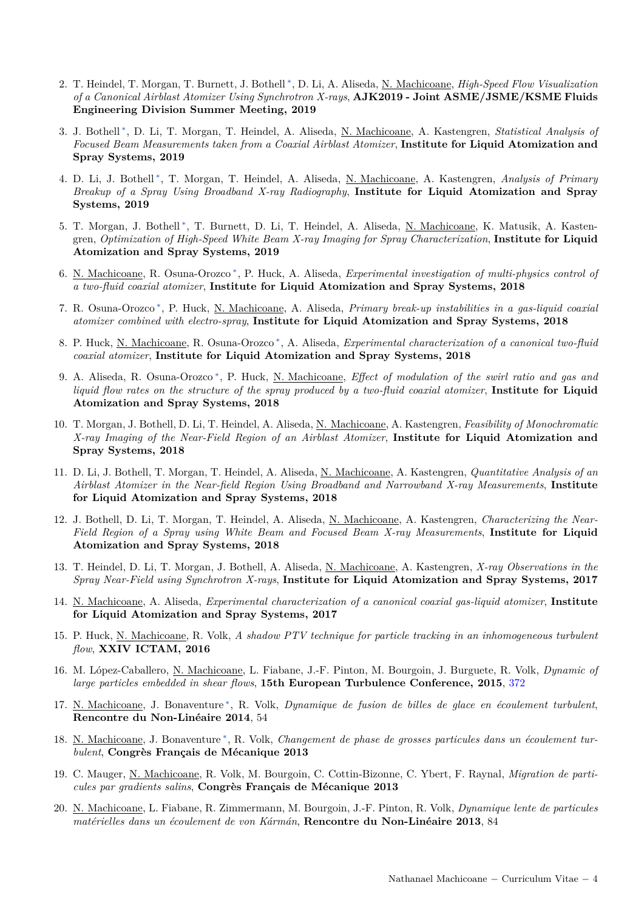2. T. Heindel, T. Morgan, T. Burnett, J. Bothell *, D. Li, A. Aliseda, N. Machicoane, *High-Speed Flow Visualization of a Canonical Airblast Atomizer Using Synchrotron X-rays*, **AJK2019 - Joint ASME/JSME/KSME Fluids Engineering Division Summer Meeting, 2019**

3. J. Bothell *, D. Li, T. Morgan, T. Heindel, A. Aliseda, N. Machicoane, A. Kastengren, *Statistical Analysis of Focused Beam Measurements taken from a Coaxial Airblast Atomizer*, **Institute for Liquid Atomization and Spray Systems, 2019**

4. D. Li, J. Bothell *, T. Morgan, T. Heindel, A. Aliseda, N. Machicoane, A. Kastengren, *Analysis of Primary Breakup of a Spray Using Broadband X-ray Radiography*, **Institute for Liquid Atomization and Spray Systems, 2019**

5. T. Morgan, J. Bothell *, T. Burnett, D. Li, T. Heindel, A. Aliseda, N. Machicoane, K. Matusik, A. Kastengren, *Optimization of High-Speed White Beam X-ray Imaging for Spray Characterization*, **Institute for Liquid Atomization and Spray Systems, 2019**

6. N. Machicoane, R. Osuna-Orozco *, P. Huck, A. Aliseda, *Experimental investigation of multi-physics control of a two-fluid coaxial atomizer*, **Institute for Liquid Atomization and Spray Systems, 2018**

7. R. Osuna-Orozco *, P. Huck, N. Machicoane, A. Aliseda, *Primary break-up instabilities in a gas-liquid coaxial atomizer combined with electro-spray*, **Institute for Liquid Atomization and Spray Systems, 2018**

8. P. Huck, N. Machicoane, R. Osuna-Orozco *, A. Aliseda, *Experimental characterization of a canonical two-fluid coaxial atomizer*, **Institute for Liquid Atomization and Spray Systems, 2018**

9. A. Aliseda, R. Osuna-Orozco *, P. Huck, N. Machicoane, *Effect of modulation of the swirl ratio and gas and liquid flow rates on the structure of the spray produced by a two-fluid coaxial atomizer*, **Institute for Liquid Atomization and Spray Systems, 2018**

10. T. Morgan, J. Bothell, D. Li, T. Heindel, A. Aliseda, N. Machicoane, A. Kastengren, *Feasibility of Monochromatic X-ray Imaging of the Near-Field Region of an Airblast Atomizer*, **Institute for Liquid Atomization and Spray Systems, 2018**

11. D. Li, J. Bothell, T. Morgan, T. Heindel, A. Aliseda, N. Machicoane, A. Kastengren, *Quantitative Analysis of an Airblast Atomizer in the Near-field Region Using Broadband and Narrowband X-ray Measurements*, **Institute for Liquid Atomization and Spray Systems, 2018**

12. J. Bothell, D. Li, T. Morgan, T. Heindel, A. Aliseda, N. Machicoane, A. Kastengren, *Characterizing the Near-Field Region of a Spray using White Beam and Focused Beam X-ray Measurements*, **Institute for Liquid Atomization and Spray Systems, 2018**

13. T. Heindel, D. Li, T. Morgan, J. Bothell, A. Aliseda, N. Machicoane, A. Kastengren, *X-ray Observations in the Spray Near-Field using Synchrotron X-rays*, **Institute for Liquid Atomization and Spray Systems, 2017**

14. N. Machicoane, A. Aliseda, *Experimental characterization of a canonical coaxial gas-liquid atomizer*, **Institute for Liquid Atomization and Spray Systems, 2017**

15. P. Huck, N. Machicoane, R. Volk, *A shadow PTV technique for particle tracking in an inhomogeneous turbulent flow*, **XXIV ICTAM, 2016**

16. M. López-Caballero, N. Machicoane, L. Fiabane, J.-F. Pinton, M. Bourgoin, J. Burguete, R. Volk, *Dynamic of large particles embedded in shear flows*, **15th European Turbulence Conference, 2015**, 372

17. N. Machicoane, J. Bonaventure *, R. Volk, *Dynamique de fusion de billes de glace en écoulement turbulent*, **Rencontre du Non-Linéaire 2014**, 54

18. N. Machicoane, J. Bonaventure *, R. Volk, *Changement de phase de grosses particules dans un écoulement turbulent*, **Congrès Français de Mécanique 2013**

19. C. Mauger, N. Machicoane, R. Volk, M. Bourgoin, C. Cottin-Bizonne, C. Ybert, F. Raynal, *Migration de particules par gradients salins*, **Congrès Français de Mécanique 2013**

20. N. Machicoane, L. Fiabane, R. Zimmermann, M. Bourgoin, J.-F. Pinton, R. Volk, *Dynamique lente de particules matérielles dans un écoulement de von Kármán*, **Rencontre du Non-Linéaire 2013**, 84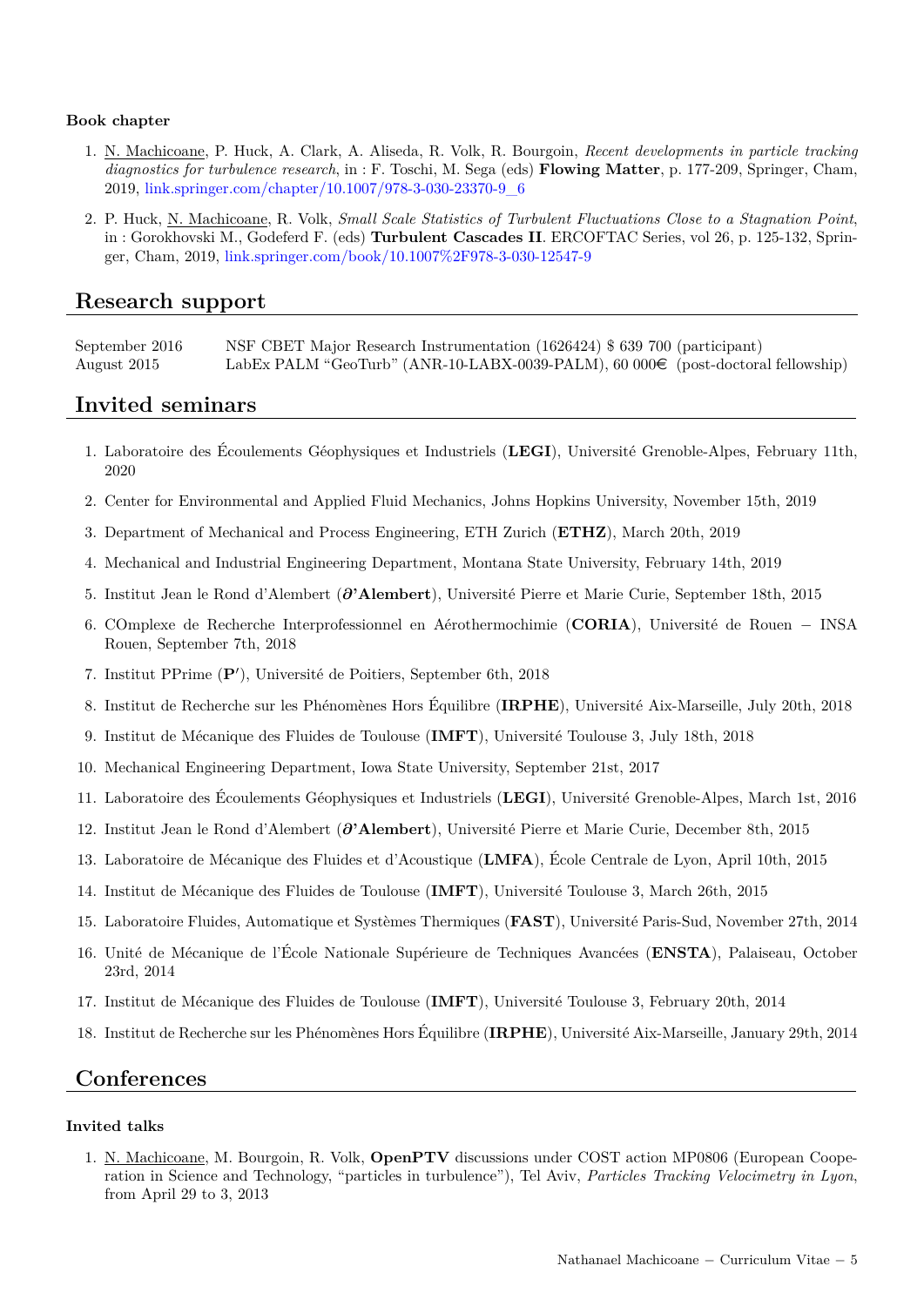### Book chapter

1. N. Machicoane, P. Huck, A. Clark, A. Aliseda, R. Volk, R. Bourgoin, *Recent developments in particle tracking diagnostics for turbulence research*, in : F. Toschi, M. Sega (eds) **Flowing Matter**, p. 177-209, Springer, Cham, 2019, link.springer.com/chapter/10.1007/978-3-030-23370-9_6
2. P. Huck, N. Machicoane, R. Volk, *Small Scale Statistics of Turbulent Fluctuations Close to a Stagnation Point*, in : Gorokhovski M., Godeferd F. (eds) **Turbulent Cascades II**. ERCOFTAC Series, vol 26, p. 125-132, Springer, Cham, 2019, link.springer.com/book/10.1007%2F978-3-030-12547-9

## Research support

| | |
|---|---|
| September 2016 | NSF CBET Major Research Instrumentation (1626424) $ 639 700 (participant) |
| August 2015 | LabEx PALM "GeoTurb" (ANR-10-LABX-0039-PALM), 60 000€ (post-doctoral fellowship) |

## Invited seminars

1. Laboratoire des Écoulements Géophysiques et Industriels (**LEGI**), Université Grenoble-Alpes, February 11th, 2020
2. Center for Environmental and Applied Fluid Mechanics, Johns Hopkins University, November 15th, 2019
3. Department of Mechanical and Process Engineering, ETH Zurich (**ETHZ**), March 20th, 2019
4. Mechanical and Industrial Engineering Department, Montana State University, February 14th, 2019
5. Institut Jean le Rond d'Alembert (**∂'Alembert**), Université Pierre et Marie Curie, September 18th, 2015
6. COmplexe de Recherche Interprofessionnel en Aérothermochimie (**CORIA**), Université de Rouen – INSA Rouen, September 7th, 2018
7. Institut PPrime (**P′**), Université de Poitiers, September 6th, 2018
8. Institut de Recherche sur les Phénomènes Hors Équilibre (**IRPHE**), Université Aix-Marseille, July 20th, 2018
9. Institut de Mécanique des Fluides de Toulouse (**IMFT**), Université Toulouse 3, July 18th, 2018
10. Mechanical Engineering Department, Iowa State University, September 21st, 2017
11. Laboratoire des Écoulements Géophysiques et Industriels (**LEGI**), Université Grenoble-Alpes, March 1st, 2016
12. Institut Jean le Rond d'Alembert (**∂'Alembert**), Université Pierre et Marie Curie, December 8th, 2015
13. Laboratoire de Mécanique des Fluides et d'Acoustique (**LMFA**), École Centrale de Lyon, April 10th, 2015
14. Institut de Mécanique des Fluides de Toulouse (**IMFT**), Université Toulouse 3, March 26th, 2015
15. Laboratoire Fluides, Automatique et Systèmes Thermiques (**FAST**), Université Paris-Sud, November 27th, 2014
16. Unité de Mécanique de l'École Nationale Supérieure de Techniques Avancées (**ENSTA**), Palaiseau, October 23rd, 2014
17. Institut de Mécanique des Fluides de Toulouse (**IMFT**), Université Toulouse 3, February 20th, 2014
18. Institut de Recherche sur les Phénomènes Hors Équilibre (**IRPHE**), Université Aix-Marseille, January 29th, 2014

## Conferences

### Invited talks

1. N. Machicoane, M. Bourgoin, R. Volk, **OpenPTV** discussions under COST action MP0806 (European Cooperation in Science and Technology, "particles in turbulence"), Tel Aviv, *Particles Tracking Velocimetry in Lyon*, from April 29 to 3, 2013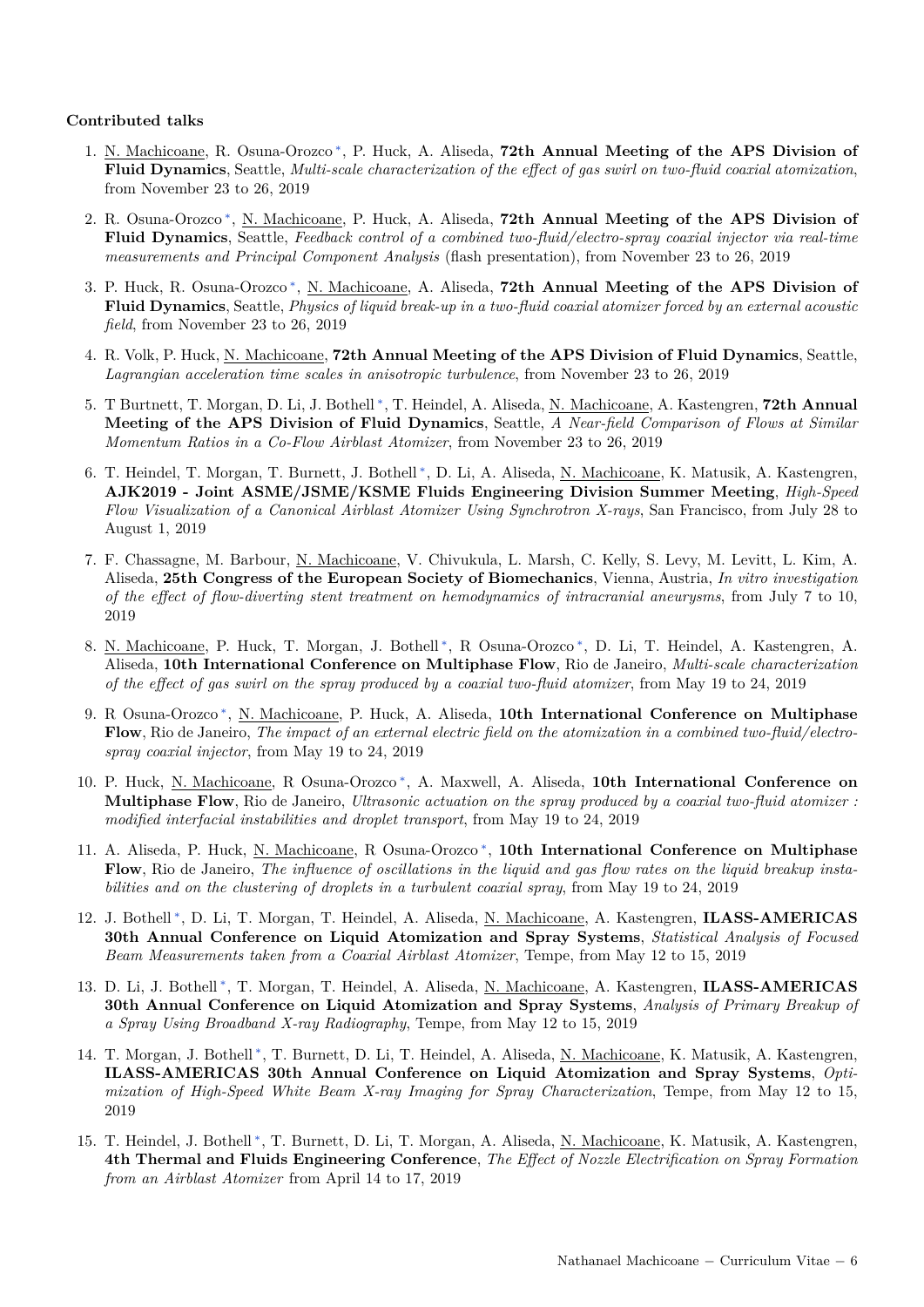**Contributed talks**

1. N. Machicoane, R. Osuna-Orozco*, P. Huck, A. Aliseda, **72th Annual Meeting of the APS Division of Fluid Dynamics**, Seattle, *Multi-scale characterization of the effect of gas swirl on two-fluid coaxial atomization*, from November 23 to 26, 2019

2. R. Osuna-Orozco*, N. Machicoane, P. Huck, A. Aliseda, **72th Annual Meeting of the APS Division of Fluid Dynamics**, Seattle, *Feedback control of a combined two-fluid/electro-spray coaxial injector via real-time measurements and Principal Component Analysis* (flash presentation), from November 23 to 26, 2019

3. P. Huck, R. Osuna-Orozco*, N. Machicoane, A. Aliseda, **72th Annual Meeting of the APS Division of Fluid Dynamics**, Seattle, *Physics of liquid break-up in a two-fluid coaxial atomizer forced by an external acoustic field*, from November 23 to 26, 2019

4. R. Volk, P. Huck, N. Machicoane, **72th Annual Meeting of the APS Division of Fluid Dynamics**, Seattle, *Lagrangian acceleration time scales in anisotropic turbulence*, from November 23 to 26, 2019

5. T Burtnett, T. Morgan, D. Li, J. Bothell*, T. Heindel, A. Aliseda, N. Machicoane, A. Kastengren, **72th Annual Meeting of the APS Division of Fluid Dynamics**, Seattle, *A Near-field Comparison of Flows at Similar Momentum Ratios in a Co-Flow Airblast Atomizer*, from November 23 to 26, 2019

6. T. Heindel, T. Morgan, T. Burnett, J. Bothell*, D. Li, A. Aliseda, N. Machicoane, K. Matusik, A. Kastengren, **AJK2019 - Joint ASME/JSME/KSME Fluids Engineering Division Summer Meeting**, *High-Speed Flow Visualization of a Canonical Airblast Atomizer Using Synchrotron X-rays*, San Francisco, from July 28 to August 1, 2019

7. F. Chassagne, M. Barbour, N. Machicoane, V. Chivukula, L. Marsh, C. Kelly, S. Levy, M. Levitt, L. Kim, A. Aliseda, **25th Congress of the European Society of Biomechanics**, Vienna, Austria, *In vitro investigation of the effect of flow-diverting stent treatment on hemodynamics of intracranial aneurysms*, from July 7 to 10, 2019

8. N. Machicoane, P. Huck, T. Morgan, J. Bothell*, R Osuna-Orozco*, D. Li, T. Heindel, A. Kastengren, A. Aliseda, **10th International Conference on Multiphase Flow**, Rio de Janeiro, *Multi-scale characterization of the effect of gas swirl on the spray produced by a coaxial two-fluid atomizer*, from May 19 to 24, 2019

9. R Osuna-Orozco*, N. Machicoane, P. Huck, A. Aliseda, **10th International Conference on Multiphase Flow**, Rio de Janeiro, *The impact of an external electric field on the atomization in a combined two-fluid/electro-spray coaxial injector*, from May 19 to 24, 2019

10. P. Huck, N. Machicoane, R Osuna-Orozco*, A. Maxwell, A. Aliseda, **10th International Conference on Multiphase Flow**, Rio de Janeiro, *Ultrasonic actuation on the spray produced by a coaxial two-fluid atomizer : modified interfacial instabilities and droplet transport*, from May 19 to 24, 2019

11. A. Aliseda, P. Huck, N. Machicoane, R Osuna-Orozco*, **10th International Conference on Multiphase Flow**, Rio de Janeiro, *The influence of oscillations in the liquid and gas flow rates on the liquid breakup instabilities and on the clustering of droplets in a turbulent coaxial spray*, from May 19 to 24, 2019

12. J. Bothell*, D. Li, T. Morgan, T. Heindel, A. Aliseda, N. Machicoane, A. Kastengren, **ILASS-AMERICAS 30th Annual Conference on Liquid Atomization and Spray Systems**, *Statistical Analysis of Focused Beam Measurements taken from a Coaxial Airblast Atomizer*, Tempe, from May 12 to 15, 2019

13. D. Li, J. Bothell*, T. Morgan, T. Heindel, A. Aliseda, N. Machicoane, A. Kastengren, **ILASS-AMERICAS 30th Annual Conference on Liquid Atomization and Spray Systems**, *Analysis of Primary Breakup of a Spray Using Broadband X-ray Radiography*, Tempe, from May 12 to 15, 2019

14. T. Morgan, J. Bothell*, T. Burnett, D. Li, T. Heindel, A. Aliseda, N. Machicoane, K. Matusik, A. Kastengren, **ILASS-AMERICAS 30th Annual Conference on Liquid Atomization and Spray Systems**, *Optimization of High-Speed White Beam X-ray Imaging for Spray Characterization*, Tempe, from May 12 to 15, 2019

15. T. Heindel, J. Bothell*, T. Burnett, D. Li, T. Morgan, A. Aliseda, N. Machicoane, K. Matusik, A. Kastengren, **4th Thermal and Fluids Engineering Conference**, *The Effect of Nozzle Electrification on Spray Formation from an Airblast Atomizer* from April 14 to 17, 2019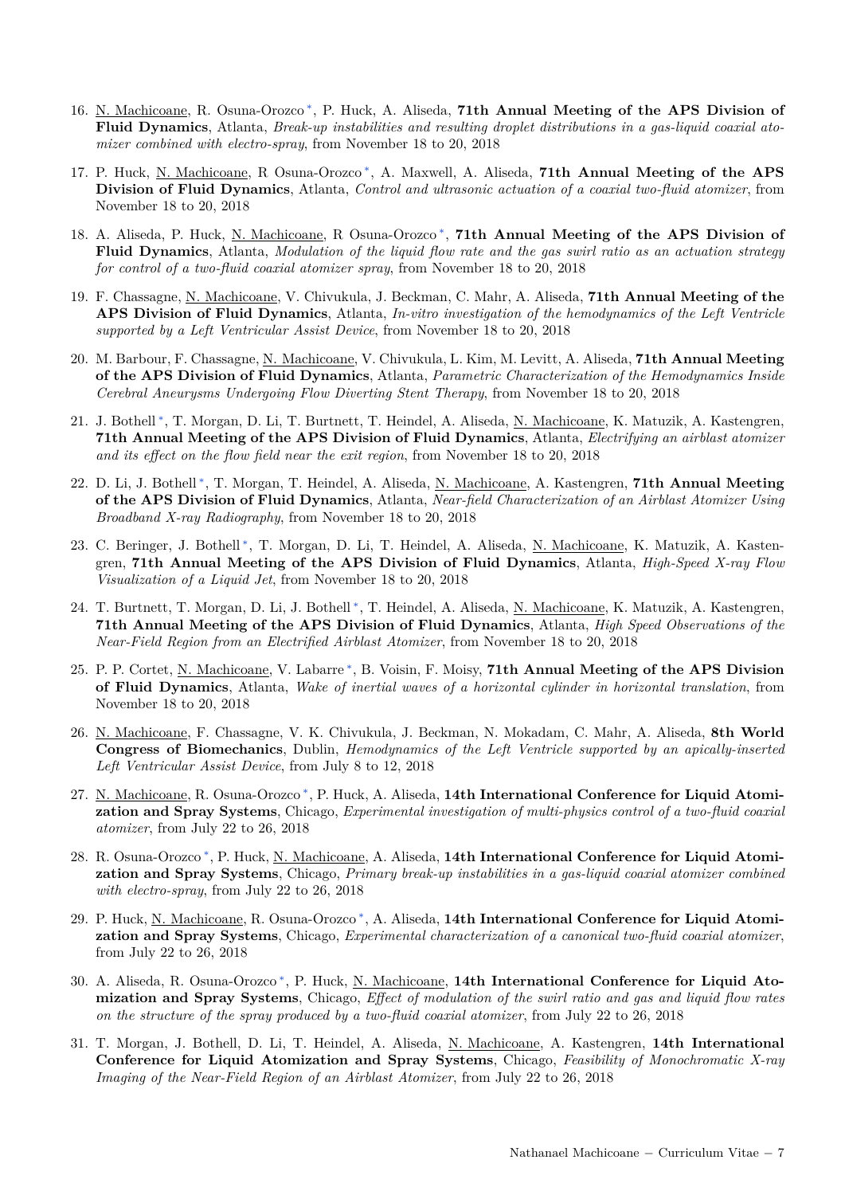16. <u>N. Machicoane</u>, R. Osuna-Orozco*, P. Huck, A. Aliseda, **71th Annual Meeting of the APS Division of Fluid Dynamics**, Atlanta, *Break-up instabilities and resulting droplet distributions in a gas-liquid coaxial atomizer combined with electro-spray*, from November 18 to 20, 2018

17. P. Huck, <u>N. Machicoane</u>, R Osuna-Orozco*, A. Maxwell, A. Aliseda, **71th Annual Meeting of the APS Division of Fluid Dynamics**, Atlanta, *Control and ultrasonic actuation of a coaxial two-fluid atomizer*, from November 18 to 20, 2018

18. A. Aliseda, P. Huck, <u>N. Machicoane</u>, R Osuna-Orozco*, **71th Annual Meeting of the APS Division of Fluid Dynamics**, Atlanta, *Modulation of the liquid flow rate and the gas swirl ratio as an actuation strategy for control of a two-fluid coaxial atomizer spray*, from November 18 to 20, 2018

19. F. Chassagne, <u>N. Machicoane</u>, V. Chivukula, J. Beckman, C. Mahr, A. Aliseda, **71th Annual Meeting of the APS Division of Fluid Dynamics**, Atlanta, *In-vitro investigation of the hemodynamics of the Left Ventricle supported by a Left Ventricular Assist Device*, from November 18 to 20, 2018

20. M. Barbour, F. Chassagne, <u>N. Machicoane</u>, V. Chivukula, L. Kim, M. Levitt, A. Aliseda, **71th Annual Meeting of the APS Division of Fluid Dynamics**, Atlanta, *Parametric Characterization of the Hemodynamics Inside Cerebral Aneurysms Undergoing Flow Diverting Stent Therapy*, from November 18 to 20, 2018

21. J. Bothell*, T. Morgan, D. Li, T. Burtnett, T. Heindel, A. Aliseda, <u>N. Machicoane</u>, K. Matuzik, A. Kastengren, **71th Annual Meeting of the APS Division of Fluid Dynamics**, Atlanta, *Electrifying an airblast atomizer and its effect on the flow field near the exit region*, from November 18 to 20, 2018

22. D. Li, J. Bothell*, T. Morgan, T. Heindel, A. Aliseda, <u>N. Machicoane</u>, A. Kastengren, **71th Annual Meeting of the APS Division of Fluid Dynamics**, Atlanta, *Near-field Characterization of an Airblast Atomizer Using Broadband X-ray Radiography*, from November 18 to 20, 2018

23. C. Beringer, J. Bothell*, T. Morgan, D. Li, T. Heindel, A. Aliseda, <u>N. Machicoane</u>, K. Matuzik, A. Kastengren, **71th Annual Meeting of the APS Division of Fluid Dynamics**, Atlanta, *High-Speed X-ray Flow Visualization of a Liquid Jet*, from November 18 to 20, 2018

24. T. Burtnett, T. Morgan, D. Li, J. Bothell*, T. Heindel, A. Aliseda, <u>N. Machicoane</u>, K. Matuzik, A. Kastengren, **71th Annual Meeting of the APS Division of Fluid Dynamics**, Atlanta, *High Speed Observations of the Near-Field Region from an Electrified Airblast Atomizer*, from November 18 to 20, 2018

25. P. P. Cortet, <u>N. Machicoane</u>, V. Labarre*, B. Voisin, F. Moisy, **71th Annual Meeting of the APS Division of Fluid Dynamics**, Atlanta, *Wake of inertial waves of a horizontal cylinder in horizontal translation*, from November 18 to 20, 2018

26. <u>N. Machicoane</u>, F. Chassagne, V. K. Chivukula, J. Beckman, N. Mokadam, C. Mahr, A. Aliseda, **8th World Congress of Biomechanics**, Dublin, *Hemodynamics of the Left Ventricle supported by an apically-inserted Left Ventricular Assist Device*, from July 8 to 12, 2018

27. <u>N. Machicoane</u>, R. Osuna-Orozco*, P. Huck, A. Aliseda, **14th International Conference for Liquid Atomization and Spray Systems**, Chicago, *Experimental investigation of multi-physics control of a two-fluid coaxial atomizer*, from July 22 to 26, 2018

28. R. Osuna-Orozco*, P. Huck, <u>N. Machicoane</u>, A. Aliseda, **14th International Conference for Liquid Atomization and Spray Systems**, Chicago, *Primary break-up instabilities in a gas-liquid coaxial atomizer combined with electro-spray*, from July 22 to 26, 2018

29. P. Huck, <u>N. Machicoane</u>, R. Osuna-Orozco*, A. Aliseda, **14th International Conference for Liquid Atomization and Spray Systems**, Chicago, *Experimental characterization of a canonical two-fluid coaxial atomizer*, from July 22 to 26, 2018

30. A. Aliseda, R. Osuna-Orozco*, P. Huck, <u>N. Machicoane</u>, **14th International Conference for Liquid Atomization and Spray Systems**, Chicago, *Effect of modulation of the swirl ratio and gas and liquid flow rates on the structure of the spray produced by a two-fluid coaxial atomizer*, from July 22 to 26, 2018

31. T. Morgan, J. Bothell, D. Li, T. Heindel, A. Aliseda, <u>N. Machicoane</u>, A. Kastengren, **14th International Conference for Liquid Atomization and Spray Systems**, Chicago, *Feasibility of Monochromatic X-ray Imaging of the Near-Field Region of an Airblast Atomizer*, from July 22 to 26, 2018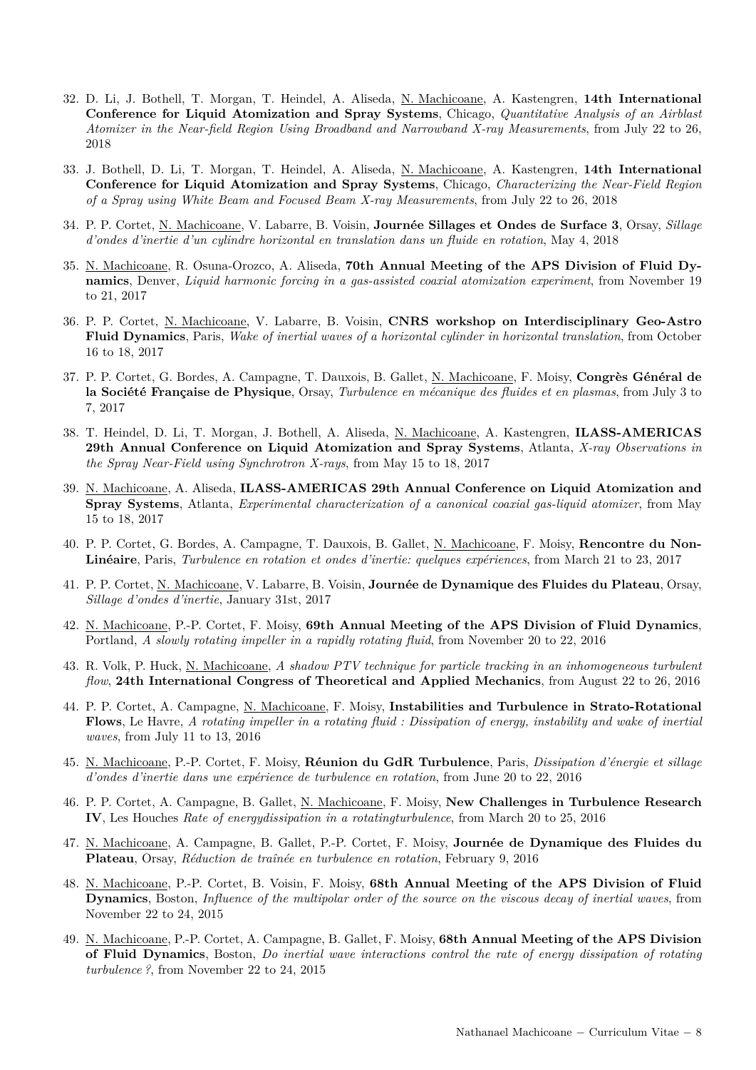32. D. Li, J. Bothell, T. Morgan, T. Heindel, A. Aliseda, N. Machicoane, A. Kastengren, **14th International Conference for Liquid Atomization and Spray Systems**, Chicago, *Quantitative Analysis of an Airblast Atomizer in the Near-field Region Using Broadband and Narrowband X-ray Measurements*, from July 22 to 26, 2018

33. J. Bothell, D. Li, T. Morgan, T. Heindel, A. Aliseda, N. Machicoane, A. Kastengren, **14th International Conference for Liquid Atomization and Spray Systems**, Chicago, *Characterizing the Near-Field Region of a Spray using White Beam and Focused Beam X-ray Measurements*, from July 22 to 26, 2018

34. P. P. Cortet, N. Machicoane, V. Labarre, B. Voisin, **Journée Sillages et Ondes de Surface 3**, Orsay, *Sillage d'ondes d'inertie d'un cylindre horizontal en translation dans un fluide en rotation*, May 4, 2018

35. N. Machicoane, R. Osuna-Orozco, A. Aliseda, **70th Annual Meeting of the APS Division of Fluid Dynamics**, Denver, *Liquid harmonic forcing in a gas-assisted coaxial atomization experiment*, from November 19 to 21, 2017

36. P. P. Cortet, N. Machicoane, V. Labarre, B. Voisin, **CNRS workshop on Interdisciplinary Geo-Astro Fluid Dynamics**, Paris, *Wake of inertial waves of a horizontal cylinder in horizontal translation*, from October 16 to 18, 2017

37. P. P. Cortet, G. Bordes, A. Campagne, T. Dauxois, B. Gallet, N. Machicoane, F. Moisy, **Congrès Général de la Société Française de Physique**, Orsay, *Turbulence en mécanique des fluides et en plasmas*, from July 3 to 7, 2017

38. T. Heindel, D. Li, T. Morgan, J. Bothell, A. Aliseda, N. Machicoane, A. Kastengren, **ILASS-AMERICAS 29th Annual Conference on Liquid Atomization and Spray Systems**, Atlanta, *X-ray Observations in the Spray Near-Field using Synchrotron X-rays*, from May 15 to 18, 2017

39. N. Machicoane, A. Aliseda, **ILASS-AMERICAS 29th Annual Conference on Liquid Atomization and Spray Systems**, Atlanta, *Experimental characterization of a canonical coaxial gas-liquid atomizer*, from May 15 to 18, 2017

40. P. P. Cortet, G. Bordes, A. Campagne, T. Dauxois, B. Gallet, N. Machicoane, F. Moisy, **Rencontre du Non-Linéaire**, Paris, *Turbulence en rotation et ondes d'inertie: quelques expériences*, from March 21 to 23, 2017

41. P. P. Cortet, N. Machicoane, V. Labarre, B. Voisin, **Journée de Dynamique des Fluides du Plateau**, Orsay, *Sillage d'ondes d'inertie*, January 31st, 2017

42. N. Machicoane, P.-P. Cortet, F. Moisy, **69th Annual Meeting of the APS Division of Fluid Dynamics**, Portland, *A slowly rotating impeller in a rapidly rotating fluid*, from November 20 to 22, 2016

43. R. Volk, P. Huck, N. Machicoane, *A shadow PTV technique for particle tracking in an inhomogeneous turbulent flow*, **24th International Congress of Theoretical and Applied Mechanics**, from August 22 to 26, 2016

44. P. P. Cortet, A. Campagne, N. Machicoane, F. Moisy, **Instabilities and Turbulence in Strato-Rotational Flows**, Le Havre, *A rotating impeller in a rotating fluid : Dissipation of energy, instability and wake of inertial waves*, from July 11 to 13, 2016

45. N. Machicoane, P.-P. Cortet, F. Moisy, **Réunion du GdR Turbulence**, Paris, *Dissipation d'énergie et sillage d'ondes d'inertie dans une expérience de turbulence en rotation*, from June 20 to 22, 2016

46. P. P. Cortet, A. Campagne, B. Gallet, N. Machicoane, F. Moisy, **New Challenges in Turbulence Research IV**, Les Houches *Rate of energydissipation in a rotatingturbulence*, from March 20 to 25, 2016

47. N. Machicoane, A. Campagne, B. Gallet, P.-P. Cortet, F. Moisy, **Journée de Dynamique des Fluides du Plateau**, Orsay, *Réduction de traînée en turbulence en rotation*, February 9, 2016

48. N. Machicoane, P.-P. Cortet, B. Voisin, F. Moisy, **68th Annual Meeting of the APS Division of Fluid Dynamics**, Boston, *Influence of the multipolar order of the source on the viscous decay of inertial waves*, from November 22 to 24, 2015

49. N. Machicoane, P.-P. Cortet, A. Campagne, B. Gallet, F. Moisy, **68th Annual Meeting of the APS Division of Fluid Dynamics**, Boston, *Do inertial wave interactions control the rate of energy dissipation of rotating turbulence ?*, from November 22 to 24, 2015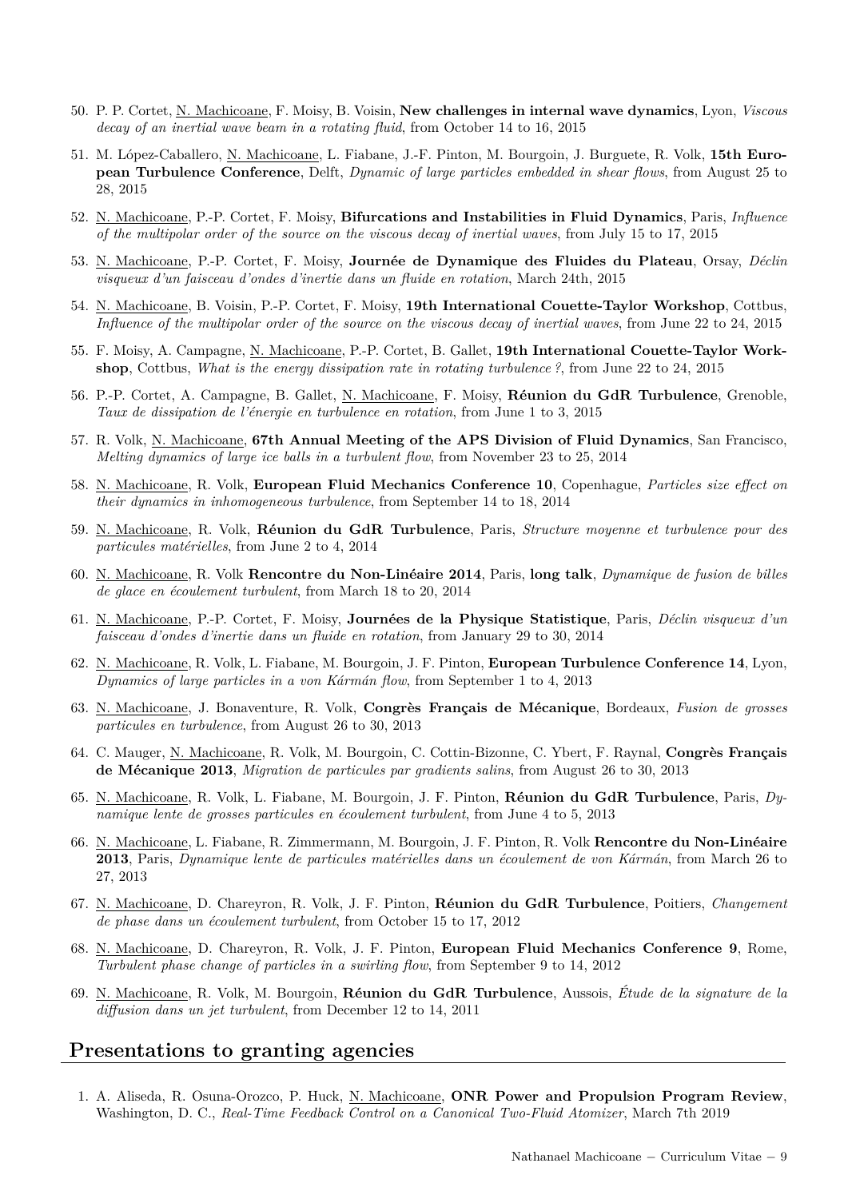50. P. P. Cortet, N. Machicoane, F. Moisy, B. Voisin, **New challenges in internal wave dynamics**, Lyon, *Viscous decay of an inertial wave beam in a rotating fluid*, from October 14 to 16, 2015
51. M. López-Caballero, N. Machicoane, L. Fiabane, J.-F. Pinton, M. Bourgoin, J. Burguete, R. Volk, **15th European Turbulence Conference**, Delft, *Dynamic of large particles embedded in shear flows*, from August 25 to 28, 2015
52. N. Machicoane, P.-P. Cortet, F. Moisy, **Bifurcations and Instabilities in Fluid Dynamics**, Paris, *Influence of the multipolar order of the source on the viscous decay of inertial waves*, from July 15 to 17, 2015
53. N. Machicoane, P.-P. Cortet, F. Moisy, **Journée de Dynamique des Fluides du Plateau**, Orsay, *Déclin visqueux d'un faisceau d'ondes d'inertie dans un fluide en rotation*, March 24th, 2015
54. N. Machicoane, B. Voisin, P.-P. Cortet, F. Moisy, **19th International Couette-Taylor Workshop**, Cottbus, *Influence of the multipolar order of the source on the viscous decay of inertial waves*, from June 22 to 24, 2015
55. F. Moisy, A. Campagne, N. Machicoane, P.-P. Cortet, B. Gallet, **19th International Couette-Taylor Workshop**, Cottbus, *What is the energy dissipation rate in rotating turbulence ?*, from June 22 to 24, 2015
56. P.-P. Cortet, A. Campagne, B. Gallet, N. Machicoane, F. Moisy, **Réunion du GdR Turbulence**, Grenoble, *Taux de dissipation de l'énergie en turbulence en rotation*, from June 1 to 3, 2015
57. R. Volk, N. Machicoane, **67th Annual Meeting of the APS Division of Fluid Dynamics**, San Francisco, *Melting dynamics of large ice balls in a turbulent flow*, from November 23 to 25, 2014
58. N. Machicoane, R. Volk, **European Fluid Mechanics Conference 10**, Copenhague, *Particles size effect on their dynamics in inhomogeneous turbulence*, from September 14 to 18, 2014
59. N. Machicoane, R. Volk, **Réunion du GdR Turbulence**, Paris, *Structure moyenne et turbulence pour des particules matérielles*, from June 2 to 4, 2014
60. N. Machicoane, R. Volk **Rencontre du Non-Linéaire 2014**, Paris, **long talk**, *Dynamique de fusion de billes de glace en écoulement turbulent*, from March 18 to 20, 2014
61. N. Machicoane, P.-P. Cortet, F. Moisy, **Journées de la Physique Statistique**, Paris, *Déclin visqueux d'un faisceau d'ondes d'inertie dans un fluide en rotation*, from January 29 to 30, 2014
62. N. Machicoane, R. Volk, L. Fiabane, M. Bourgoin, J. F. Pinton, **European Turbulence Conference 14**, Lyon, *Dynamics of large particles in a von Kármán flow*, from September 1 to 4, 2013
63. N. Machicoane, J. Bonaventure, R. Volk, **Congrès Français de Mécanique**, Bordeaux, *Fusion de grosses particules en turbulence*, from August 26 to 30, 2013
64. C. Mauger, N. Machicoane, R. Volk, M. Bourgoin, C. Cottin-Bizonne, C. Ybert, F. Raynal, **Congrès Français de Mécanique 2013**, *Migration de particules par gradients salins*, from August 26 to 30, 2013
65. N. Machicoane, R. Volk, L. Fiabane, M. Bourgoin, J. F. Pinton, **Réunion du GdR Turbulence**, Paris, *Dynamique lente de grosses particules en écoulement turbulent*, from June 4 to 5, 2013
66. N. Machicoane, L. Fiabane, R. Zimmermann, M. Bourgoin, J. F. Pinton, R. Volk **Rencontre du Non-Linéaire 2013**, Paris, *Dynamique lente de particules matérielles dans un écoulement de von Kármán*, from March 26 to 27, 2013
67. N. Machicoane, D. Chareyron, R. Volk, J. F. Pinton, **Réunion du GdR Turbulence**, Poitiers, *Changement de phase dans un écoulement turbulent*, from October 15 to 17, 2012
68. N. Machicoane, D. Chareyron, R. Volk, J. F. Pinton, **European Fluid Mechanics Conference 9**, Rome, *Turbulent phase change of particles in a swirling flow*, from September 9 to 14, 2012
69. N. Machicoane, R. Volk, M. Bourgoin, **Réunion du GdR Turbulence**, Aussois, *Étude de la signature de la diffusion dans un jet turbulent*, from December 12 to 14, 2011

## Presentations to granting agencies

1. A. Aliseda, R. Osuna-Orozco, P. Huck, N. Machicoane, **ONR Power and Propulsion Program Review**, Washington, D. C., *Real-Time Feedback Control on a Canonical Two-Fluid Atomizer*, March 7th 2019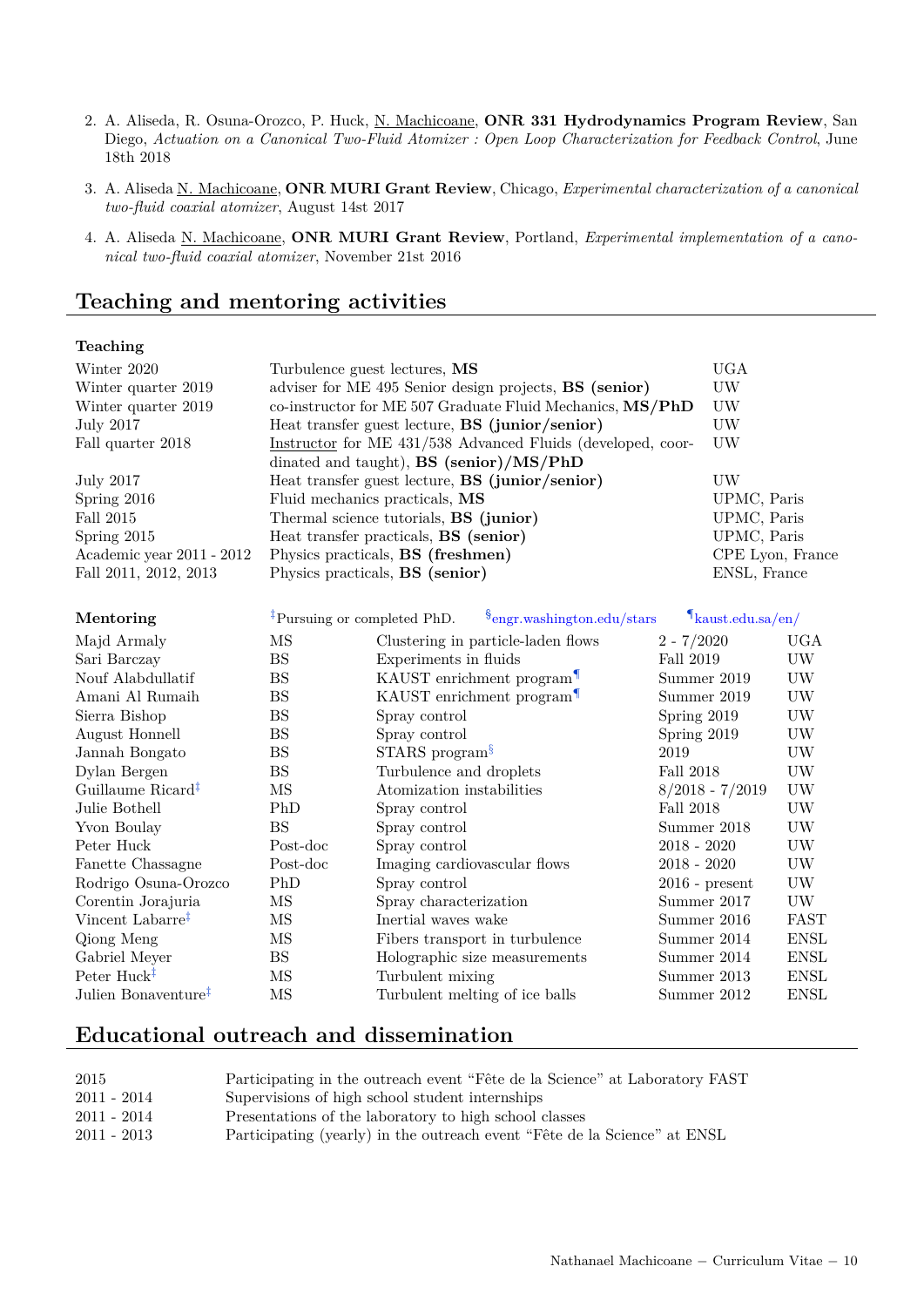2. A. Aliseda, R. Osuna-Orozco, P. Huck, N. Machicoane, **ONR 331 Hydrodynamics Program Review**, San Diego, *Actuation on a Canonical Two-Fluid Atomizer : Open Loop Characterization for Feedback Control*, June 18th 2018

3. A. Aliseda N. Machicoane, **ONR MURI Grant Review**, Chicago, *Experimental characterization of a canonical two-fluid coaxial atomizer*, August 14st 2017

4. A. Aliseda N. Machicoane, **ONR MURI Grant Review**, Portland, *Experimental implementation of a canonical two-fluid coaxial atomizer*, November 21st 2016

## Teaching and mentoring activities

### Teaching

| | | |
|---|---|---|
| Winter 2020 | Turbulence guest lectures, **MS** | UGA |
| Winter quarter 2019 | adviser for ME 495 Senior design projects, **BS (senior)** | UW |
| Winter quarter 2019 | co-instructor for ME 507 Graduate Fluid Mechanics, **MS/PhD** | UW |
| July 2017 | Heat transfer guest lecture, **BS (junior/senior)** | UW |
| Fall quarter 2018 | Instructor for ME 431/538 Advanced Fluids (developed, coordinated and taught), **BS (senior)/MS/PhD** | UW |
| July 2017 | Heat transfer guest lecture, **BS (junior/senior)** | UW |
| Spring 2016 | Fluid mechanics practicals, **MS** | UPMC, Paris |
| Fall 2015 | Thermal science tutorials, **BS (junior)** | UPMC, Paris |
| Spring 2015 | Heat transfer practicals, **BS (senior)** | UPMC, Paris |
| Academic year 2011 - 2012 | Physics practicals, **BS (freshmen)** | CPE Lyon, France |
| Fall 2011, 2012, 2013 | Physics practicals, **BS (senior)** | ENSL, France |

### Mentoring

‡Pursuing or completed PhD. §engr.washington.edu/stars ¶kaust.edu.sa/en/

| | | | | |
|---|---|---|---|---|
| Majd Armaly | MS | Clustering in particle-laden flows | 2 - 7/2020 | UGA |
| Sari Barczay | BS | Experiments in fluids | Fall 2019 | UW |
| Nouf Alabdullatif | BS | KAUST enrichment program¶ | Summer 2019 | UW |
| Amani Al Rumaih | BS | KAUST enrichment program¶ | Summer 2019 | UW |
| Sierra Bishop | BS | Spray control | Spring 2019 | UW |
| August Honnell | BS | Spray control | Spring 2019 | UW |
| Jannah Bongato | BS | STARS program§ | 2019 | UW |
| Dylan Bergen | BS | Turbulence and droplets | Fall 2018 | UW |
| Guillaume Ricard‡ | MS | Atomization instabilities | 8/2018 - 7/2019 | UW |
| Julie Bothell | PhD | Spray control | Fall 2018 | UW |
| Yvon Boulay | BS | Spray control | Summer 2018 | UW |
| Peter Huck | Post-doc | Spray control | 2018 - 2020 | UW |
| Fanette Chassagne | Post-doc | Imaging cardiovascular flows | 2018 - 2020 | UW |
| Rodrigo Osuna-Orozco | PhD | Spray control | 2016 - present | UW |
| Corentin Jorajuria | MS | Spray characterization | Summer 2017 | UW |
| Vincent Labarre‡ | MS | Inertial waves wake | Summer 2016 | FAST |
| Qiong Meng | MS | Fibers transport in turbulence | Summer 2014 | ENSL |
| Gabriel Meyer | BS | Holographic size measurements | Summer 2014 | ENSL |
| Peter Huck‡ | MS | Turbulent mixing | Summer 2013 | ENSL |
| Julien Bonaventure‡ | MS | Turbulent melting of ice balls | Summer 2012 | ENSL |

## Educational outreach and dissemination

| | |
|---|---|
| 2015 | Participating in the outreach event “Fête de la Science” at Laboratory FAST |
| 2011 - 2014 | Supervisions of high school student internships |
| 2011 - 2014 | Presentations of the laboratory to high school classes |
| 2011 - 2013 | Participating (yearly) in the outreach event “Fête de la Science” at ENSL |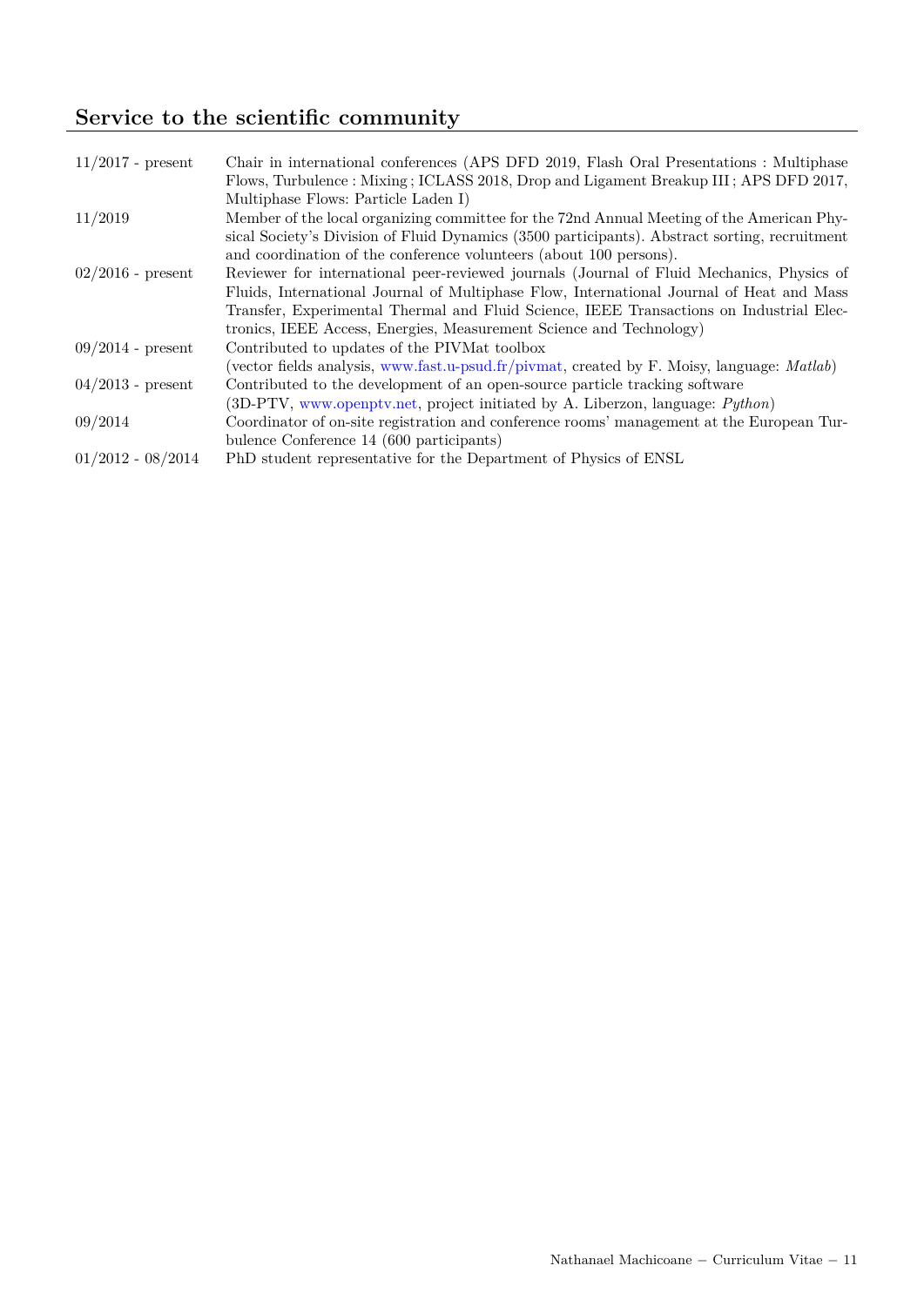## Service to the scientific community

| | |
|---|---|
| 11/2017 - present | Chair in international conferences (APS DFD 2019, Flash Oral Presentations : Multiphase Flows, Turbulence : Mixing ; ICLASS 2018, Drop and Ligament Breakup III ; APS DFD 2017, Multiphase Flows: Particle Laden I) |
| 11/2019 | Member of the local organizing committee for the 72nd Annual Meeting of the American Physical Society's Division of Fluid Dynamics (3500 participants). Abstract sorting, recruitment and coordination of the conference volunteers (about 100 persons). |
| 02/2016 - present | Reviewer for international peer-reviewed journals (Journal of Fluid Mechanics, Physics of Fluids, International Journal of Multiphase Flow, International Journal of Heat and Mass Transfer, Experimental Thermal and Fluid Science, IEEE Transactions on Industrial Electronics, IEEE Access, Energies, Measurement Science and Technology) |
| 09/2014 - present | Contributed to updates of the PIVMat toolbox (vector fields analysis, www.fast.u-psud.fr/pivmat, created by F. Moisy, language: *Matlab*) |
| 04/2013 - present | Contributed to the development of an open-source particle tracking software (3D-PTV, www.openptv.net, project initiated by A. Liberzon, language: *Python*) |
| 09/2014 | Coordinator of on-site registration and conference rooms' management at the European Turbulence Conference 14 (600 participants) |
| 01/2012 - 08/2014 | PhD student representative for the Department of Physics of ENSL |